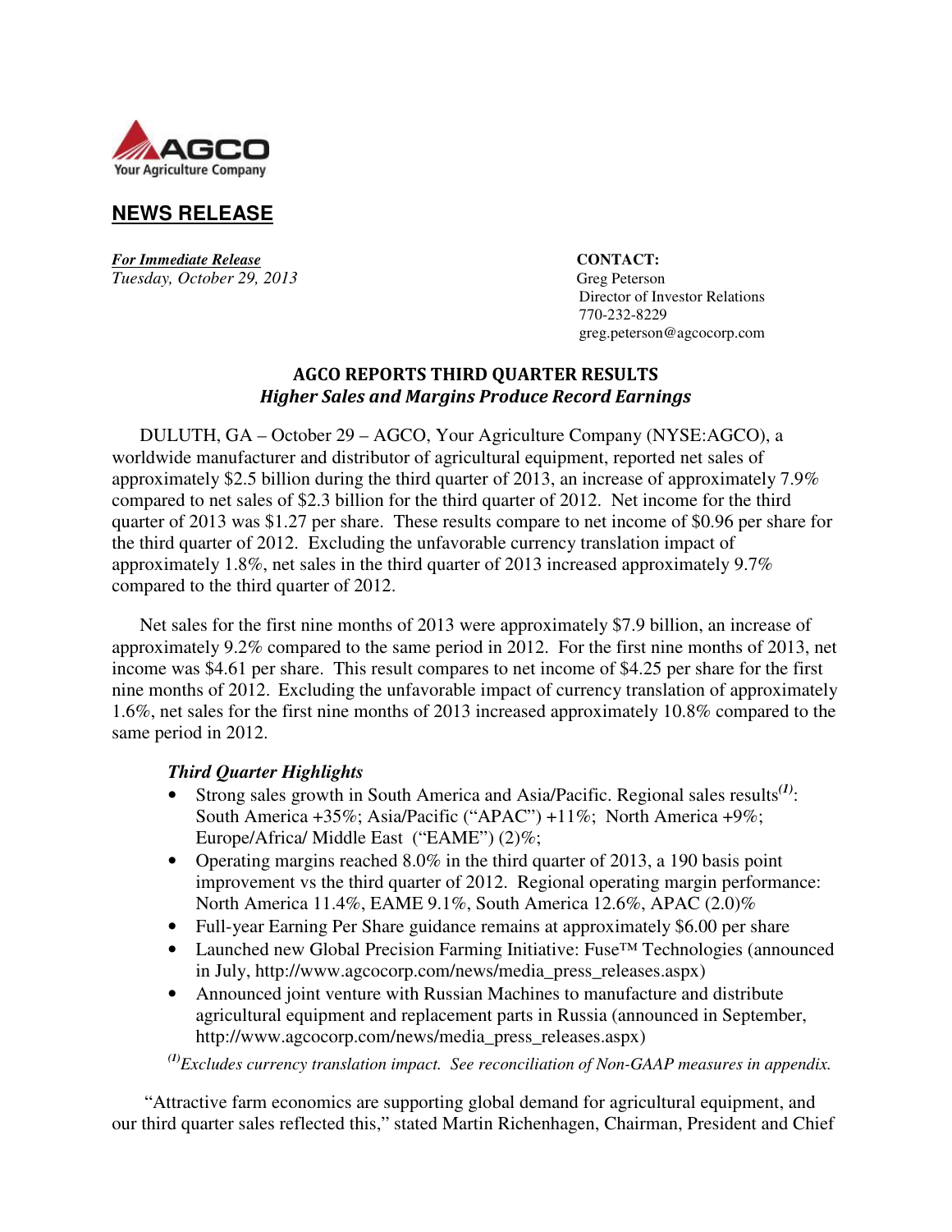AGCO
Your Agriculture Company

## NEWS RELEASE

***For Immediate Release***
*Tuesday, October 29, 2013*

**CONTACT:**
Greg Peterson
Director of Investor Relations
770-232-8229
greg.peterson@agcocorp.com

# AGCO REPORTS THIRD QUARTER RESULTS
### *Higher Sales and Margins Produce Record Earnings*

DULUTH, GA – October 29 – AGCO, Your Agriculture Company (NYSE:AGCO), a worldwide manufacturer and distributor of agricultural equipment, reported net sales of approximately $2.5 billion during the third quarter of 2013, an increase of approximately 7.9% compared to net sales of $2.3 billion for the third quarter of 2012. Net income for the third quarter of 2013 was $1.27 per share. These results compare to net income of $0.96 per share for the third quarter of 2012. Excluding the unfavorable currency translation impact of approximately 1.8%, net sales in the third quarter of 2013 increased approximately 9.7% compared to the third quarter of 2012.

Net sales for the first nine months of 2013 were approximately $7.9 billion, an increase of approximately 9.2% compared to the same period in 2012. For the first nine months of 2013, net income was $4.61 per share. This result compares to net income of $4.25 per share for the first nine months of 2012. Excluding the unfavorable impact of currency translation of approximately 1.6%, net sales for the first nine months of 2013 increased approximately 10.8% compared to the same period in 2012.

***Third Quarter Highlights***

- Strong sales growth in South America and Asia/Pacific. Regional sales results[(1)]: South America +35%; Asia/Pacific ("APAC") +11%; North America +9%; Europe/Africa/ Middle East ("EAME") (2)%;
- Operating margins reached 8.0% in the third quarter of 2013, a 190 basis point improvement vs the third quarter of 2012. Regional operating margin performance: North America 11.4%, EAME 9.1%, South America 12.6%, APAC (2.0)%
- Full-year Earning Per Share guidance remains at approximately $6.00 per share
- Launched new Global Precision Farming Initiative: Fuse™ Technologies (announced in July, http://www.agcocorp.com/news/media_press_releases.aspx)
- Announced joint venture with Russian Machines to manufacture and distribute agricultural equipment and replacement parts in Russia (announced in September, http://www.agcocorp.com/news/media_press_releases.aspx)

*[(1)]Excludes currency translation impact. See reconciliation of Non-GAAP measures in appendix.*

"Attractive farm economics are supporting global demand for agricultural equipment, and our third quarter sales reflected this," stated Martin Richenhagen, Chairman, President and Chief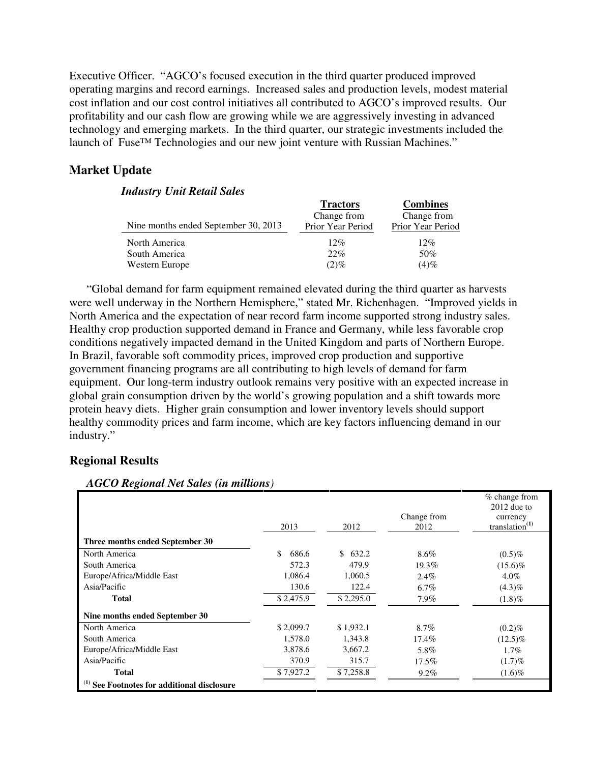Executive Officer. "AGCO's focused execution in the third quarter produced improved operating margins and record earnings. Increased sales and production levels, modest material cost inflation and our cost control initiatives all contributed to AGCO's improved results. Our profitability and our cash flow are growing while we are aggressively investing in advanced technology and emerging markets. In the third quarter, our strategic investments included the launch of Fuse™ Technologies and our new joint venture with Russian Machines."

## Market Update

### *Industry Unit Retail Sales*

| Nine months ended September 30, 2013 | **Tractors** Change from Prior Year Period | **Combines** Change from Prior Year Period |
|---|---|---|
| North America | 12% | 12% |
| South America | 22% | 50% |
| Western Europe | (2)% | (4)% |

"Global demand for farm equipment remained elevated during the third quarter as harvests were well underway in the Northern Hemisphere," stated Mr. Richenhagen. "Improved yields in North America and the expectation of near record farm income supported strong industry sales. Healthy crop production supported demand in France and Germany, while less favorable crop conditions negatively impacted demand in the United Kingdom and parts of Northern Europe. In Brazil, favorable soft commodity prices, improved crop production and supportive government financing programs are all contributing to high levels of demand for farm equipment. Our long-term industry outlook remains very positive with an expected increase in global grain consumption driven by the world's growing population and a shift towards more protein heavy diets. Higher grain consumption and lower inventory levels should support healthy commodity prices and farm income, which are key factors influencing demand in our industry."

## Regional Results

### *AGCO Regional Net Sales (in millions)*

| | 2013 | 2012 | Change from 2012 | % change from 2012 due to currency translation[(1)] |
|---|---|---|---|---|
| **Three months ended September 30** | | | | |
| North America | $ 686.6 | $ 632.2 | 8.6% | (0.5)% |
| South America | 572.3 | 479.9 | 19.3% | (15.6)% |
| Europe/Africa/Middle East | 1,086.4 | 1,060.5 | 2.4% | 4.0% |
| Asia/Pacific | 130.6 | 122.4 | 6.7% | (4.3)% |
| **Total** | $ 2,475.9 | $ 2,295.0 | 7.9% | (1.8)% |
| **Nine months ended September 30** | | | | |
| North America | $ 2,099.7 | $ 1,932.1 | 8.7% | (0.2)% |
| South America | 1,578.0 | 1,343.8 | 17.4% | (12.5)% |
| Europe/Africa/Middle East | 3,878.6 | 3,667.2 | 5.8% | 1.7% |
| Asia/Pacific | 370.9 | 315.7 | 17.5% | (1.7)% |
| **Total** | $ 7,927.2 | $ 7,258.8 | 9.2% | (1.6)% |

**[(1)] See Footnotes for additional disclosure**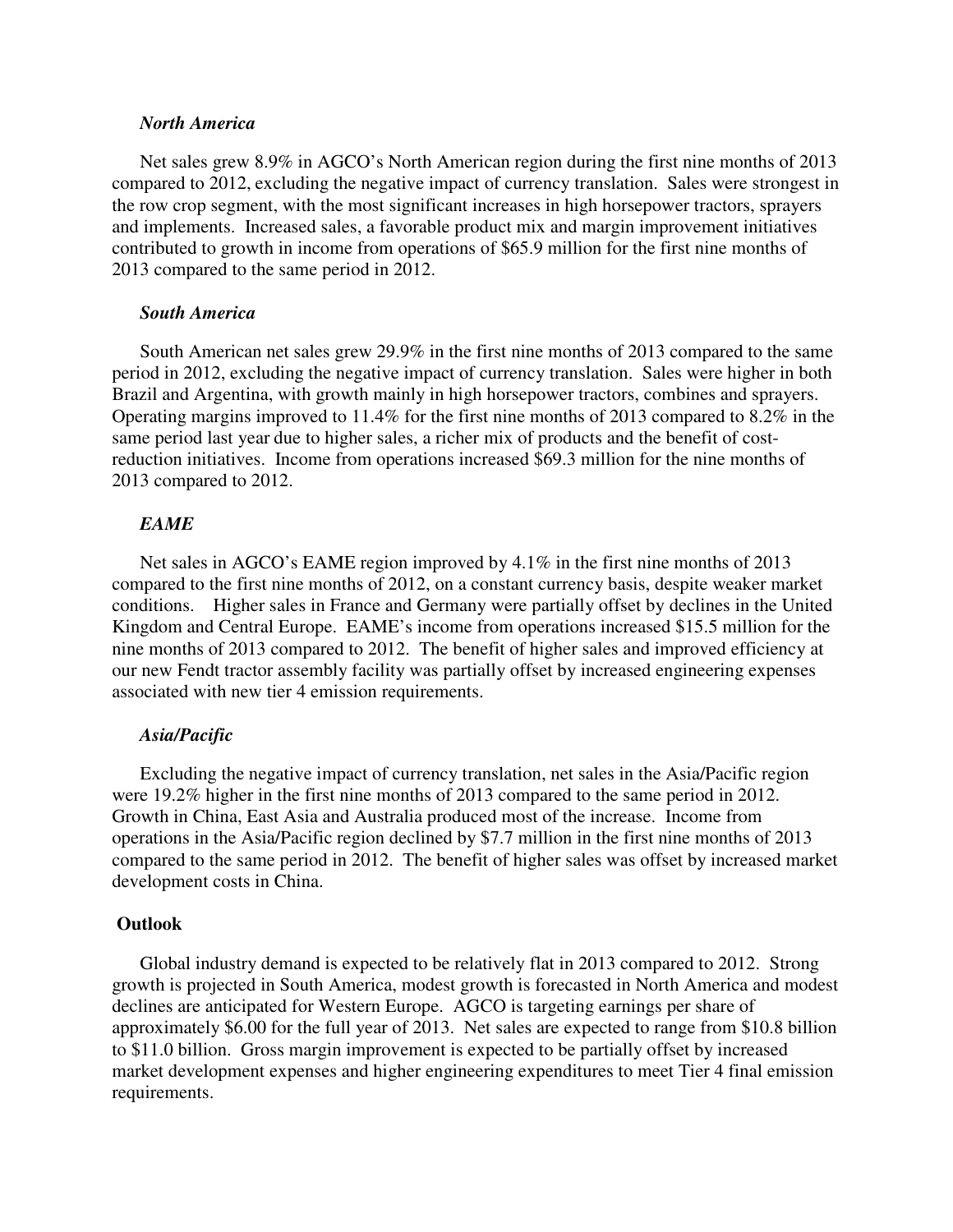### *North America*

Net sales grew 8.9% in AGCO's North American region during the first nine months of 2013 compared to 2012, excluding the negative impact of currency translation. Sales were strongest in the row crop segment, with the most significant increases in high horsepower tractors, sprayers and implements. Increased sales, a favorable product mix and margin improvement initiatives contributed to growth in income from operations of $65.9 million for the first nine months of 2013 compared to the same period in 2012.

### *South America*

South American net sales grew 29.9% in the first nine months of 2013 compared to the same period in 2012, excluding the negative impact of currency translation. Sales were higher in both Brazil and Argentina, with growth mainly in high horsepower tractors, combines and sprayers. Operating margins improved to 11.4% for the first nine months of 2013 compared to 8.2% in the same period last year due to higher sales, a richer mix of products and the benefit of cost-reduction initiatives. Income from operations increased $69.3 million for the nine months of 2013 compared to 2012.

### *EAME*

Net sales in AGCO's EAME region improved by 4.1% in the first nine months of 2013 compared to the first nine months of 2012, on a constant currency basis, despite weaker market conditions. Higher sales in France and Germany were partially offset by declines in the United Kingdom and Central Europe. EAME's income from operations increased $15.5 million for the nine months of 2013 compared to 2012. The benefit of higher sales and improved efficiency at our new Fendt tractor assembly facility was partially offset by increased engineering expenses associated with new tier 4 emission requirements.

### *Asia/Pacific*

Excluding the negative impact of currency translation, net sales in the Asia/Pacific region were 19.2% higher in the first nine months of 2013 compared to the same period in 2012. Growth in China, East Asia and Australia produced most of the increase. Income from operations in the Asia/Pacific region declined by $7.7 million in the first nine months of 2013 compared to the same period in 2012. The benefit of higher sales was offset by increased market development costs in China.

## Outlook

Global industry demand is expected to be relatively flat in 2013 compared to 2012. Strong growth is projected in South America, modest growth is forecasted in North America and modest declines are anticipated for Western Europe. AGCO is targeting earnings per share of approximately $6.00 for the full year of 2013. Net sales are expected to range from $10.8 billion to $11.0 billion. Gross margin improvement is expected to be partially offset by increased market development expenses and higher engineering expenditures to meet Tier 4 final emission requirements.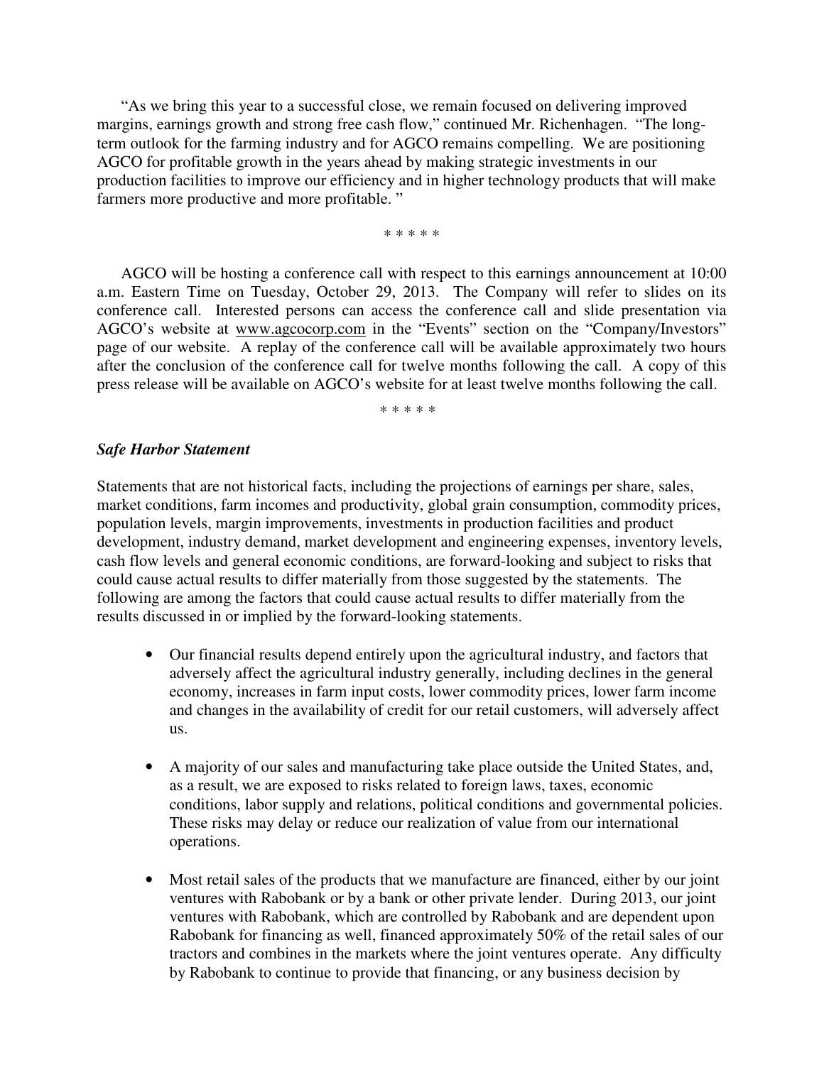"As we bring this year to a successful close, we remain focused on delivering improved margins, earnings growth and strong free cash flow," continued Mr. Richenhagen. "The long-term outlook for the farming industry and for AGCO remains compelling. We are positioning AGCO for profitable growth in the years ahead by making strategic investments in our production facilities to improve our efficiency and in higher technology products that will make farmers more productive and more profitable. "

\* \* \* \* \*

AGCO will be hosting a conference call with respect to this earnings announcement at 10:00 a.m. Eastern Time on Tuesday, October 29, 2013. The Company will refer to slides on its conference call. Interested persons can access the conference call and slide presentation via AGCO's website at www.agcocorp.com in the "Events" section on the "Company/Investors" page of our website. A replay of the conference call will be available approximately two hours after the conclusion of the conference call for twelve months following the call. A copy of this press release will be available on AGCO's website for at least twelve months following the call.

\* \* \* \* \*

***Safe Harbor Statement***

Statements that are not historical facts, including the projections of earnings per share, sales, market conditions, farm incomes and productivity, global grain consumption, commodity prices, population levels, margin improvements, investments in production facilities and product development, industry demand, market development and engineering expenses, inventory levels, cash flow levels and general economic conditions, are forward-looking and subject to risks that could cause actual results to differ materially from those suggested by the statements. The following are among the factors that could cause actual results to differ materially from the results discussed in or implied by the forward-looking statements.

- Our financial results depend entirely upon the agricultural industry, and factors that adversely affect the agricultural industry generally, including declines in the general economy, increases in farm input costs, lower commodity prices, lower farm income and changes in the availability of credit for our retail customers, will adversely affect us.

- A majority of our sales and manufacturing take place outside the United States, and, as a result, we are exposed to risks related to foreign laws, taxes, economic conditions, labor supply and relations, political conditions and governmental policies. These risks may delay or reduce our realization of value from our international operations.

- Most retail sales of the products that we manufacture are financed, either by our joint ventures with Rabobank or by a bank or other private lender. During 2013, our joint ventures with Rabobank, which are controlled by Rabobank and are dependent upon Rabobank for financing as well, financed approximately 50% of the retail sales of our tractors and combines in the markets where the joint ventures operate. Any difficulty by Rabobank to continue to provide that financing, or any business decision by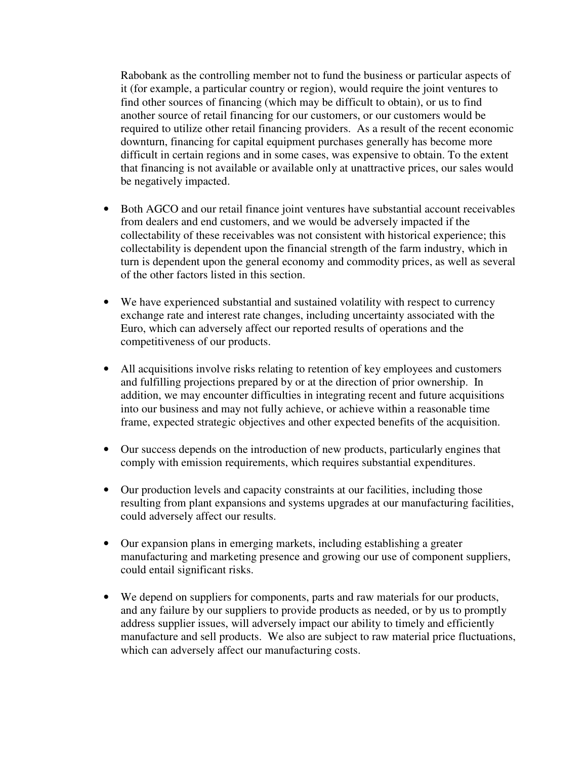Rabobank as the controlling member not to fund the business or particular aspects of it (for example, a particular country or region), would require the joint ventures to find other sources of financing (which may be difficult to obtain), or us to find another source of retail financing for our customers, or our customers would be required to utilize other retail financing providers. As a result of the recent economic downturn, financing for capital equipment purchases generally has become more difficult in certain regions and in some cases, was expensive to obtain. To the extent that financing is not available or available only at unattractive prices, our sales would be negatively impacted.

- Both AGCO and our retail finance joint ventures have substantial account receivables from dealers and end customers, and we would be adversely impacted if the collectability of these receivables was not consistent with historical experience; this collectability is dependent upon the financial strength of the farm industry, which in turn is dependent upon the general economy and commodity prices, as well as several of the other factors listed in this section.

- We have experienced substantial and sustained volatility with respect to currency exchange rate and interest rate changes, including uncertainty associated with the Euro, which can adversely affect our reported results of operations and the competitiveness of our products.

- All acquisitions involve risks relating to retention of key employees and customers and fulfilling projections prepared by or at the direction of prior ownership. In addition, we may encounter difficulties in integrating recent and future acquisitions into our business and may not fully achieve, or achieve within a reasonable time frame, expected strategic objectives and other expected benefits of the acquisition.

- Our success depends on the introduction of new products, particularly engines that comply with emission requirements, which requires substantial expenditures.

- Our production levels and capacity constraints at our facilities, including those resulting from plant expansions and systems upgrades at our manufacturing facilities, could adversely affect our results.

- Our expansion plans in emerging markets, including establishing a greater manufacturing and marketing presence and growing our use of component suppliers, could entail significant risks.

- We depend on suppliers for components, parts and raw materials for our products, and any failure by our suppliers to provide products as needed, or by us to promptly address supplier issues, will adversely impact our ability to timely and efficiently manufacture and sell products. We also are subject to raw material price fluctuations, which can adversely affect our manufacturing costs.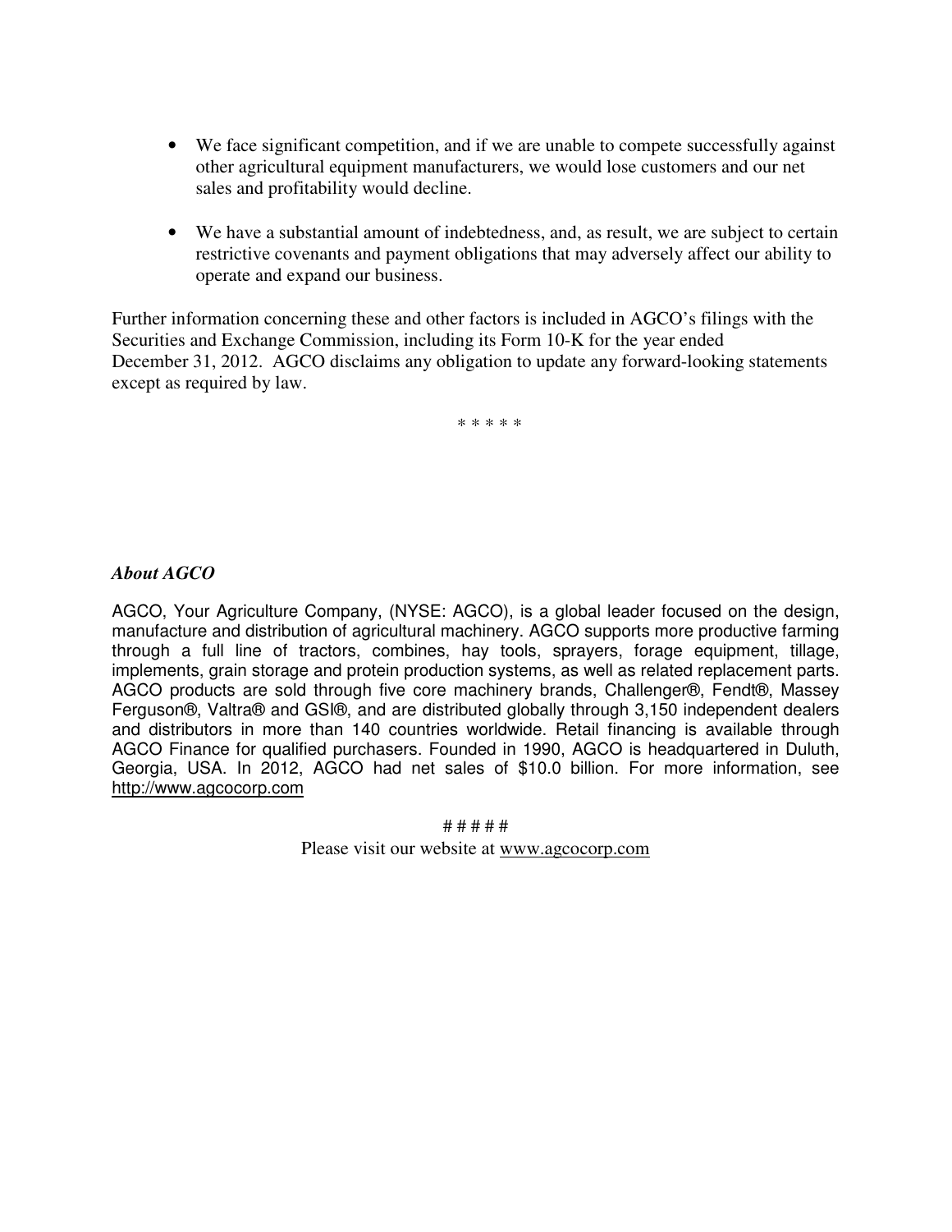- We face significant competition, and if we are unable to compete successfully against other agricultural equipment manufacturers, we would lose customers and our net sales and profitability would decline.

- We have a substantial amount of indebtedness, and, as result, we are subject to certain restrictive covenants and payment obligations that may adversely affect our ability to operate and expand our business.

Further information concerning these and other factors is included in AGCO's filings with the Securities and Exchange Commission, including its Form 10-K for the year ended December 31, 2012. AGCO disclaims any obligation to update any forward-looking statements except as required by law.

\* \* \* \* \*

***About AGCO***

AGCO, Your Agriculture Company, (NYSE: AGCO), is a global leader focused on the design, manufacture and distribution of agricultural machinery. AGCO supports more productive farming through a full line of tractors, combines, hay tools, sprayers, forage equipment, tillage, implements, grain storage and protein production systems, as well as related replacement parts. AGCO products are sold through five core machinery brands, Challenger®, Fendt®, Massey Ferguson®, Valtra® and GSI®, and are distributed globally through 3,150 independent dealers and distributors in more than 140 countries worldwide. Retail financing is available through AGCO Finance for qualified purchasers. Founded in 1990, AGCO is headquartered in Duluth, Georgia, USA. In 2012, AGCO had net sales of $10.0 billion. For more information, see http://www.agcocorp.com

\# \# \# \# \#

Please visit our website at www.agcocorp.com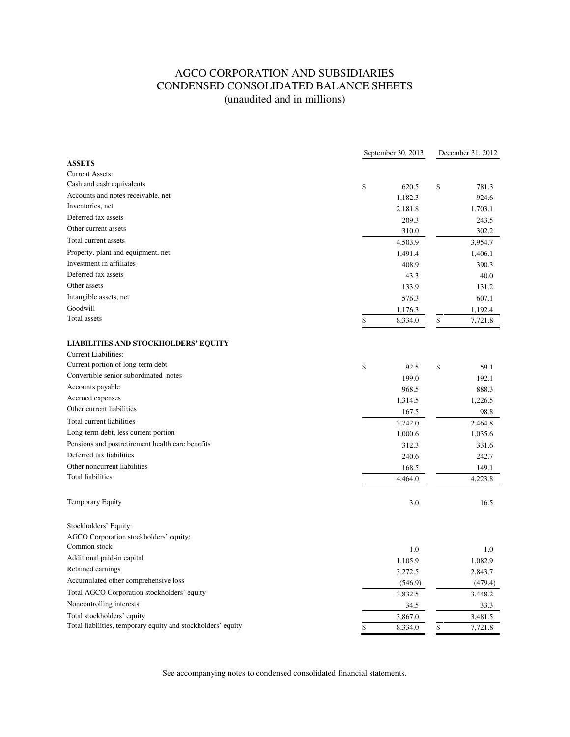# AGCO CORPORATION AND SUBSIDIARIES
## CONDENSED CONSOLIDATED BALANCE SHEETS
### (unaudited and in millions)

| | September 30, 2013 | December 31, 2012 |
|---|---|---|
| **ASSETS** | | |
| Current Assets: | | |
| Cash and cash equivalents | $ 620.5 | $ 781.3 |
| Accounts and notes receivable, net | 1,182.3 | 924.6 |
| Inventories, net | 2,181.8 | 1,703.1 |
| Deferred tax assets | 209.3 | 243.5 |
| Other current assets | 310.0 | 302.2 |
| Total current assets | 4,503.9 | 3,954.7 |
| Property, plant and equipment, net | 1,491.4 | 1,406.1 |
| Investment in affiliates | 408.9 | 390.3 |
| Deferred tax assets | 43.3 | 40.0 |
| Other assets | 133.9 | 131.2 |
| Intangible assets, net | 576.3 | 607.1 |
| Goodwill | 1,176.3 | 1,192.4 |
| Total assets | $ 8,334.0 | $ 7,721.8 |
| **LIABILITIES AND STOCKHOLDERS' EQUITY** | | |
| Current Liabilities: | | |
| Current portion of long-term debt | $ 92.5 | $ 59.1 |
| Convertible senior subordinated notes | 199.0 | 192.1 |
| Accounts payable | 968.5 | 888.3 |
| Accrued expenses | 1,314.5 | 1,226.5 |
| Other current liabilities | 167.5 | 98.8 |
| Total current liabilities | 2,742.0 | 2,464.8 |
| Long-term debt, less current portion | 1,000.6 | 1,035.6 |
| Pensions and postretirement health care benefits | 312.3 | 331.6 |
| Deferred tax liabilities | 240.6 | 242.7 |
| Other noncurrent liabilities | 168.5 | 149.1 |
| Total liabilities | 4,464.0 | 4,223.8 |
| Temporary Equity | 3.0 | 16.5 |
| Stockholders' Equity: | | |
| AGCO Corporation stockholders' equity: | | |
| Common stock | 1.0 | 1.0 |
| Additional paid-in capital | 1,105.9 | 1,082.9 |
| Retained earnings | 3,272.5 | 2,843.7 |
| Accumulated other comprehensive loss | (546.9) | (479.4) |
| Total AGCO Corporation stockholders' equity | 3,832.5 | 3,448.2 |
| Noncontrolling interests | 34.5 | 33.3 |
| Total stockholders' equity | 3,867.0 | 3,481.5 |
| Total liabilities, temporary equity and stockholders' equity | $ 8,334.0 | $ 7,721.8 |

See accompanying notes to condensed consolidated financial statements.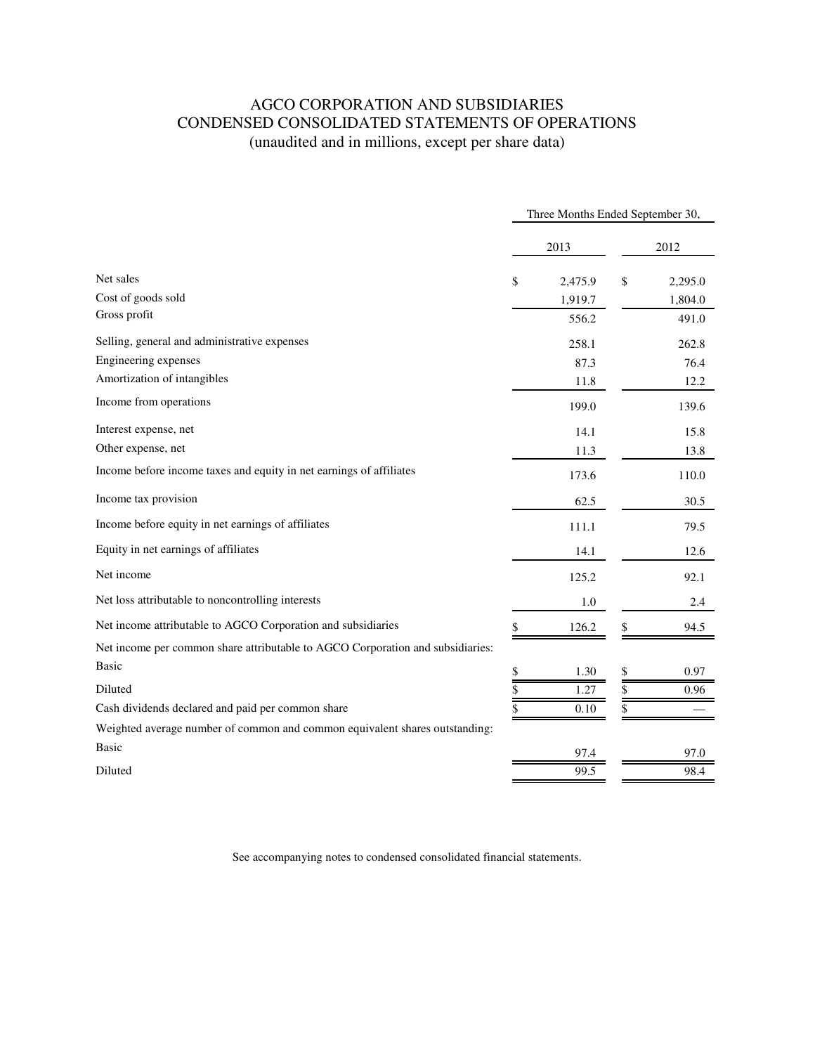# AGCO CORPORATION AND SUBSIDIARIES
## CONDENSED CONSOLIDATED STATEMENTS OF OPERATIONS
(unaudited and in millions, except per share data)

| | Three Months Ended September 30, | |
|---|---|---|
| | 2013 | 2012 |
| Net sales | $ 2,475.9 | $ 2,295.0 |
| Cost of goods sold | 1,919.7 | 1,804.0 |
| Gross profit | 556.2 | 491.0 |
| Selling, general and administrative expenses | 258.1 | 262.8 |
| Engineering expenses | 87.3 | 76.4 |
| Amortization of intangibles | 11.8 | 12.2 |
| Income from operations | 199.0 | 139.6 |
| Interest expense, net | 14.1 | 15.8 |
| Other expense, net | 11.3 | 13.8 |
| Income before income taxes and equity in net earnings of affiliates | 173.6 | 110.0 |
| Income tax provision | 62.5 | 30.5 |
| Income before equity in net earnings of affiliates | 111.1 | 79.5 |
| Equity in net earnings of affiliates | 14.1 | 12.6 |
| Net income | 125.2 | 92.1 |
| Net loss attributable to noncontrolling interests | 1.0 | 2.4 |
| Net income attributable to AGCO Corporation and subsidiaries | $ 126.2 | $ 94.5 |
| Net income per common share attributable to AGCO Corporation and subsidiaries: | | |
| Basic | $ 1.30 | $ 0.97 |
| Diluted | $ 1.27 | $ 0.96 |
| Cash dividends declared and paid per common share | $ 0.10 | $ — |
| Weighted average number of common and common equivalent shares outstanding: | | |
| Basic | 97.4 | 97.0 |
| Diluted | 99.5 | 98.4 |

See accompanying notes to condensed consolidated financial statements.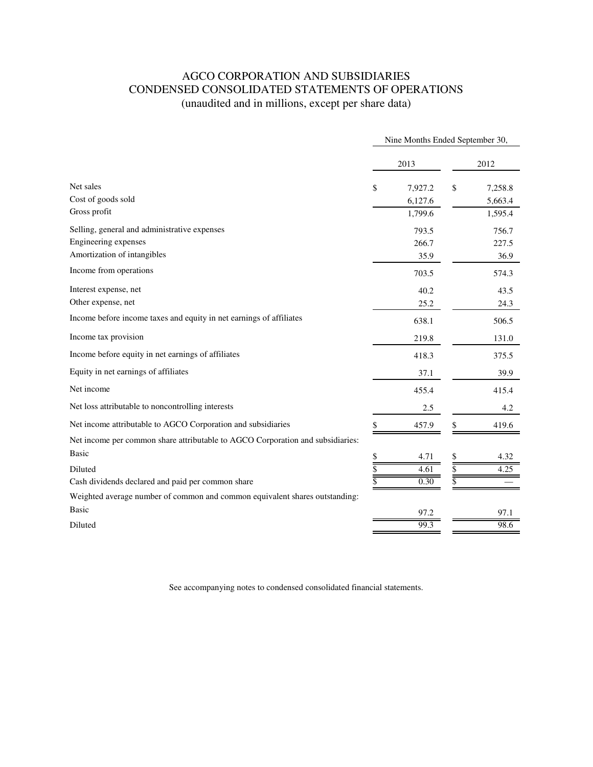# AGCO CORPORATION AND SUBSIDIARIES
## CONDENSED CONSOLIDATED STATEMENTS OF OPERATIONS
(unaudited and in millions, except per share data)

| | Nine Months Ended September 30, | |
|---|---|---|
| | 2013 | 2012 |
| Net sales | $ 7,927.2 | $ 7,258.8 |
| Cost of goods sold | 6,127.6 | 5,663.4 |
| Gross profit | 1,799.6 | 1,595.4 |
| Selling, general and administrative expenses | 793.5 | 756.7 |
| Engineering expenses | 266.7 | 227.5 |
| Amortization of intangibles | 35.9 | 36.9 |
| Income from operations | 703.5 | 574.3 |
| Interest expense, net | 40.2 | 43.5 |
| Other expense, net | 25.2 | 24.3 |
| Income before income taxes and equity in net earnings of affiliates | 638.1 | 506.5 |
| Income tax provision | 219.8 | 131.0 |
| Income before equity in net earnings of affiliates | 418.3 | 375.5 |
| Equity in net earnings of affiliates | 37.1 | 39.9 |
| Net income | 455.4 | 415.4 |
| Net loss attributable to noncontrolling interests | 2.5 | 4.2 |
| Net income attributable to AGCO Corporation and subsidiaries | $ 457.9 | $ 419.6 |
| Net income per common share attributable to AGCO Corporation and subsidiaries: | | |
| Basic | $ 4.71 | $ 4.32 |
| Diluted | $ 4.61 | $ 4.25 |
| Cash dividends declared and paid per common share | $ 0.30 | $ — |
| Weighted average number of common and common equivalent shares outstanding: | | |
| Basic | 97.2 | 97.1 |
| Diluted | 99.3 | 98.6 |

See accompanying notes to condensed consolidated financial statements.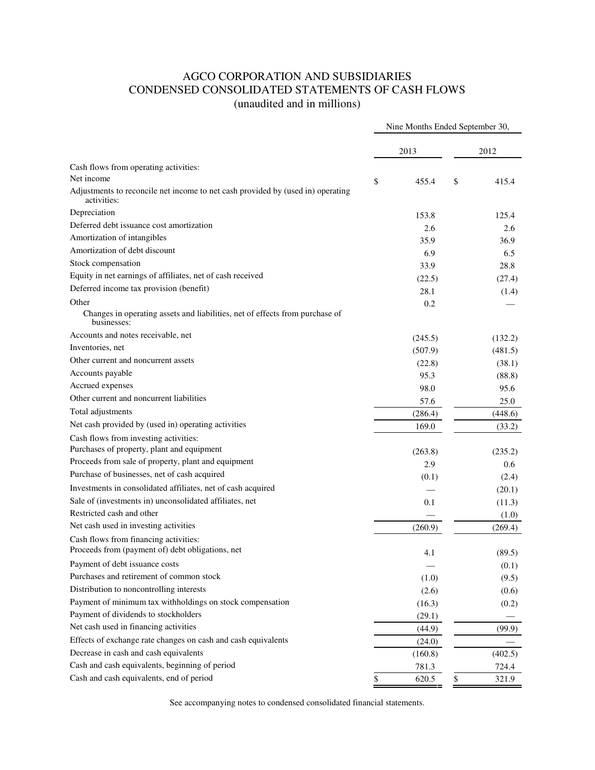# AGCO CORPORATION AND SUBSIDIARIES
## CONDENSED CONSOLIDATED STATEMENTS OF CASH FLOWS
### (unaudited and in millions)

| | Nine Months Ended September 30, | |
|---|---|---|
| | 2013 | 2012 |
| Cash flows from operating activities: | | |
| Net income | $ 455.4 | $ 415.4 |
| Adjustments to reconcile net income to net cash provided by (used in) operating activities: | | |
| Depreciation | 153.8 | 125.4 |
| Deferred debt issuance cost amortization | 2.6 | 2.6 |
| Amortization of intangibles | 35.9 | 36.9 |
| Amortization of debt discount | 6.9 | 6.5 |
| Stock compensation | 33.9 | 28.8 |
| Equity in net earnings of affiliates, net of cash received | (22.5) | (27.4) |
| Deferred income tax provision (benefit) | 28.1 | (1.4) |
| Other | 0.2 | — |
| Changes in operating assets and liabilities, net of effects from purchase of businesses: | | |
| Accounts and notes receivable, net | (245.5) | (132.2) |
| Inventories, net | (507.9) | (481.5) |
| Other current and noncurrent assets | (22.8) | (38.1) |
| Accounts payable | 95.3 | (88.8) |
| Accrued expenses | 98.0 | 95.6 |
| Other current and noncurrent liabilities | 57.6 | 25.0 |
| Total adjustments | (286.4) | (448.6) |
| Net cash provided by (used in) operating activities | 169.0 | (33.2) |
| Cash flows from investing activities: | | |
| Purchases of property, plant and equipment | (263.8) | (235.2) |
| Proceeds from sale of property, plant and equipment | 2.9 | 0.6 |
| Purchase of businesses, net of cash acquired | (0.1) | (2.4) |
| Investments in consolidated affiliates, net of cash acquired | — | (20.1) |
| Sale of (investments in) unconsolidated affiliates, net | 0.1 | (11.3) |
| Restricted cash and other | — | (1.0) |
| Net cash used in investing activities | (260.9) | (269.4) |
| Cash flows from financing activities: | | |
| Proceeds from (payment of) debt obligations, net | 4.1 | (89.5) |
| Payment of debt issuance costs | — | (0.1) |
| Purchases and retirement of common stock | (1.0) | (9.5) |
| Distribution to noncontrolling interests | (2.6) | (0.6) |
| Payment of minimum tax withholdings on stock compensation | (16.3) | (0.2) |
| Payment of dividends to stockholders | (29.1) | — |
| Net cash used in financing activities | (44.9) | (99.9) |
| Effects of exchange rate changes on cash and cash equivalents | (24.0) | — |
| Decrease in cash and cash equivalents | (160.8) | (402.5) |
| Cash and cash equivalents, beginning of period | 781.3 | 724.4 |
| Cash and cash equivalents, end of period | $ 620.5 | $ 321.9 |

See accompanying notes to condensed consolidated financial statements.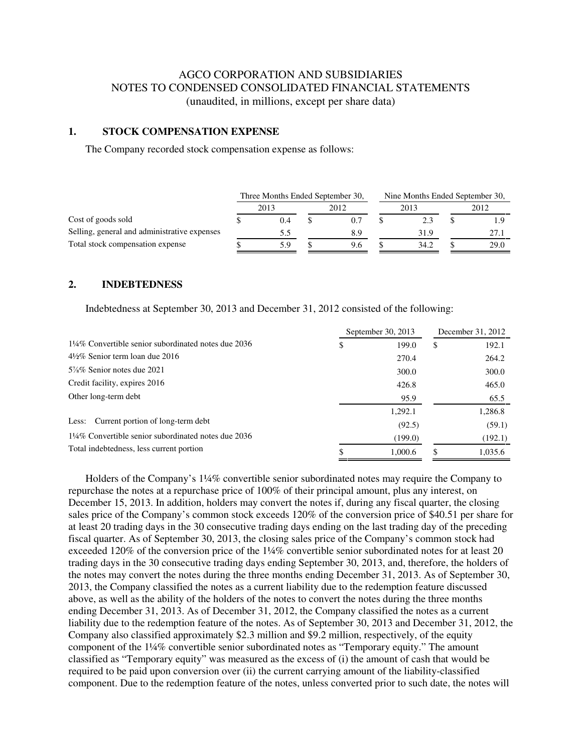# AGCO CORPORATION AND SUBSIDIARIES
## NOTES TO CONDENSED CONSOLIDATED FINANCIAL STATEMENTS
(unaudited, in millions, except per share data)

### 1. STOCK COMPENSATION EXPENSE

The Company recorded stock compensation expense as follows:

| | Three Months Ended September 30, | | Nine Months Ended September 30, | |
|---|---|---|---|---|
| | 2013 | 2012 | 2013 | 2012 |
| Cost of goods sold | $ 0.4 | $ 0.7 | $ 2.3 | $ 1.9 |
| Selling, general and administrative expenses | 5.5 | 8.9 | 31.9 | 27.1 |
| Total stock compensation expense | $ 5.9 | $ 9.6 | $ 34.2 | $ 29.0 |

### 2. INDEBTEDNESS

Indebtedness at September 30, 2013 and December 31, 2012 consisted of the following:

| | September 30, 2013 | December 31, 2012 |
|---|---|---|
| 1¼% Convertible senior subordinated notes due 2036 | $ 199.0 | $ 192.1 |
| 4½% Senior term loan due 2016 | 270.4 | 264.2 |
| 5⅞% Senior notes due 2021 | 300.0 | 300.0 |
| Credit facility, expires 2016 | 426.8 | 465.0 |
| Other long-term debt | 95.9 | 65.5 |
| | 1,292.1 | 1,286.8 |
| Less: Current portion of long-term debt | (92.5) | (59.1) |
| 1¼% Convertible senior subordinated notes due 2036 | (199.0) | (192.1) |
| Total indebtedness, less current portion | $ 1,000.6 | $ 1,035.6 |

Holders of the Company's 1¼% convertible senior subordinated notes may require the Company to repurchase the notes at a repurchase price of 100% of their principal amount, plus any interest, on December 15, 2013. In addition, holders may convert the notes if, during any fiscal quarter, the closing sales price of the Company's common stock exceeds 120% of the conversion price of $40.51 per share for at least 20 trading days in the 30 consecutive trading days ending on the last trading day of the preceding fiscal quarter. As of September 30, 2013, the closing sales price of the Company's common stock had exceeded 120% of the conversion price of the 1¼% convertible senior subordinated notes for at least 20 trading days in the 30 consecutive trading days ending September 30, 2013, and, therefore, the holders of the notes may convert the notes during the three months ending December 31, 2013. As of September 30, 2013, the Company classified the notes as a current liability due to the redemption feature discussed above, as well as the ability of the holders of the notes to convert the notes during the three months ending December 31, 2013. As of December 31, 2012, the Company classified the notes as a current liability due to the redemption feature of the notes. As of September 30, 2013 and December 31, 2012, the Company also classified approximately $2.3 million and $9.2 million, respectively, of the equity component of the 1¼% convertible senior subordinated notes as "Temporary equity." The amount classified as "Temporary equity" was measured as the excess of (i) the amount of cash that would be required to be paid upon conversion over (ii) the current carrying amount of the liability-classified component. Due to the redemption feature of the notes, unless converted prior to such date, the notes will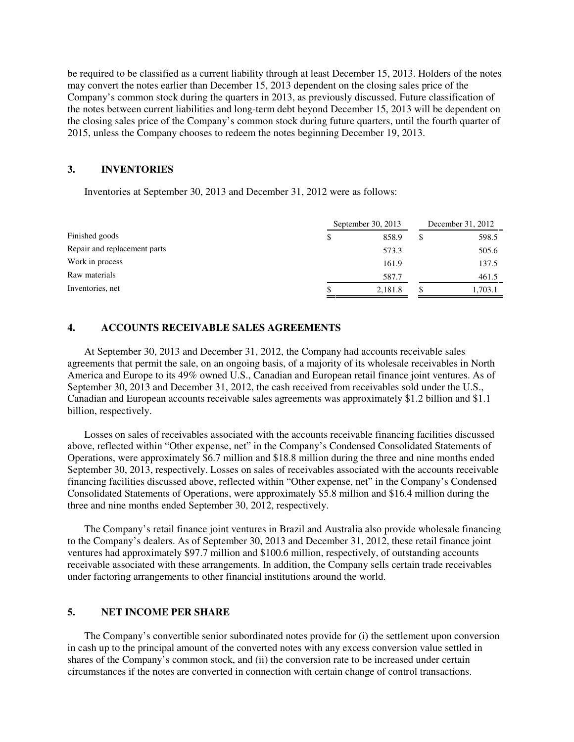be required to be classified as a current liability through at least December 15, 2013. Holders of the notes may convert the notes earlier than December 15, 2013 dependent on the closing sales price of the Company's common stock during the quarters in 2013, as previously discussed. Future classification of the notes between current liabilities and long-term debt beyond December 15, 2013 will be dependent on the closing sales price of the Company's common stock during future quarters, until the fourth quarter of 2015, unless the Company chooses to redeem the notes beginning December 19, 2013.

## 3. INVENTORIES

Inventories at September 30, 2013 and December 31, 2012 were as follows:

| | September 30, 2013 | December 31, 2012 |
|---|---|---|
| Finished goods | $ 858.9 | $ 598.5 |
| Repair and replacement parts | 573.3 | 505.6 |
| Work in process | 161.9 | 137.5 |
| Raw materials | 587.7 | 461.5 |
| Inventories, net | $ 2,181.8 | $ 1,703.1 |

## 4. ACCOUNTS RECEIVABLE SALES AGREEMENTS

At September 30, 2013 and December 31, 2012, the Company had accounts receivable sales agreements that permit the sale, on an ongoing basis, of a majority of its wholesale receivables in North America and Europe to its 49% owned U.S., Canadian and European retail finance joint ventures. As of September 30, 2013 and December 31, 2012, the cash received from receivables sold under the U.S., Canadian and European accounts receivable sales agreements was approximately $1.2 billion and $1.1 billion, respectively.

Losses on sales of receivables associated with the accounts receivable financing facilities discussed above, reflected within "Other expense, net" in the Company's Condensed Consolidated Statements of Operations, were approximately $6.7 million and $18.8 million during the three and nine months ended September 30, 2013, respectively. Losses on sales of receivables associated with the accounts receivable financing facilities discussed above, reflected within "Other expense, net" in the Company's Condensed Consolidated Statements of Operations, were approximately $5.8 million and $16.4 million during the three and nine months ended September 30, 2012, respectively.

The Company's retail finance joint ventures in Brazil and Australia also provide wholesale financing to the Company's dealers. As of September 30, 2013 and December 31, 2012, these retail finance joint ventures had approximately $97.7 million and $100.6 million, respectively, of outstanding accounts receivable associated with these arrangements. In addition, the Company sells certain trade receivables under factoring arrangements to other financial institutions around the world.

## 5. NET INCOME PER SHARE

The Company's convertible senior subordinated notes provide for (i) the settlement upon conversion in cash up to the principal amount of the converted notes with any excess conversion value settled in shares of the Company's common stock, and (ii) the conversion rate to be increased under certain circumstances if the notes are converted in connection with certain change of control transactions.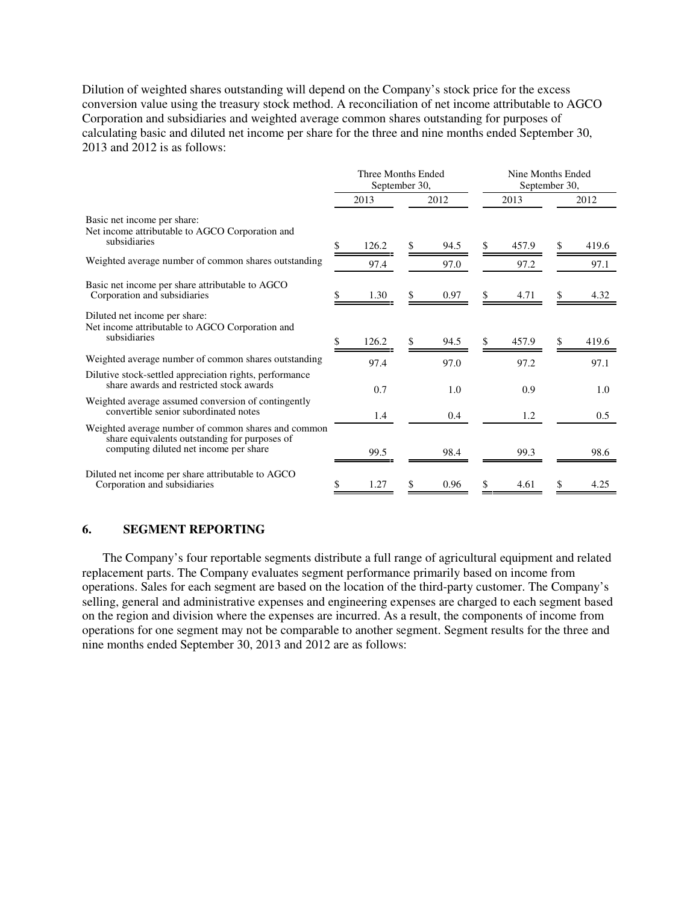Dilution of weighted shares outstanding will depend on the Company's stock price for the excess conversion value using the treasury stock method. A reconciliation of net income attributable to AGCO Corporation and subsidiaries and weighted average common shares outstanding for purposes of calculating basic and diluted net income per share for the three and nine months ended September 30, 2013 and 2012 is as follows:

| | Three Months Ended September 30, | | Nine Months Ended September 30, | |
|---|---|---|---|---|
| | 2013 | 2012 | 2013 | 2012 |
| Basic net income per share: | | | | |
| Net income attributable to AGCO Corporation and subsidiaries | $ 126.2 | $ 94.5 | $ 457.9 | $ 419.6 |
| Weighted average number of common shares outstanding | 97.4 | 97.0 | 97.2 | 97.1 |
| Basic net income per share attributable to AGCO Corporation and subsidiaries | $ 1.30 | $ 0.97 | $ 4.71 | $ 4.32 |
| Diluted net income per share: | | | | |
| Net income attributable to AGCO Corporation and subsidiaries | $ 126.2 | $ 94.5 | $ 457.9 | $ 419.6 |
| Weighted average number of common shares outstanding | 97.4 | 97.0 | 97.2 | 97.1 |
| Dilutive stock-settled appreciation rights, performance share awards and restricted stock awards | 0.7 | 1.0 | 0.9 | 1.0 |
| Weighted average assumed conversion of contingently convertible senior subordinated notes | 1.4 | 0.4 | 1.2 | 0.5 |
| Weighted average number of common shares and common share equivalents outstanding for purposes of computing diluted net income per share | 99.5 | 98.4 | 99.3 | 98.6 |
| Diluted net income per share attributable to AGCO Corporation and subsidiaries | $ 1.27 | $ 0.96 | $ 4.61 | $ 4.25 |

## 6. SEGMENT REPORTING

The Company's four reportable segments distribute a full range of agricultural equipment and related replacement parts. The Company evaluates segment performance primarily based on income from operations. Sales for each segment are based on the location of the third-party customer. The Company's selling, general and administrative expenses and engineering expenses are charged to each segment based on the region and division where the expenses are incurred. As a result, the components of income from operations for one segment may not be comparable to another segment. Segment results for the three and nine months ended September 30, 2013 and 2012 are as follows: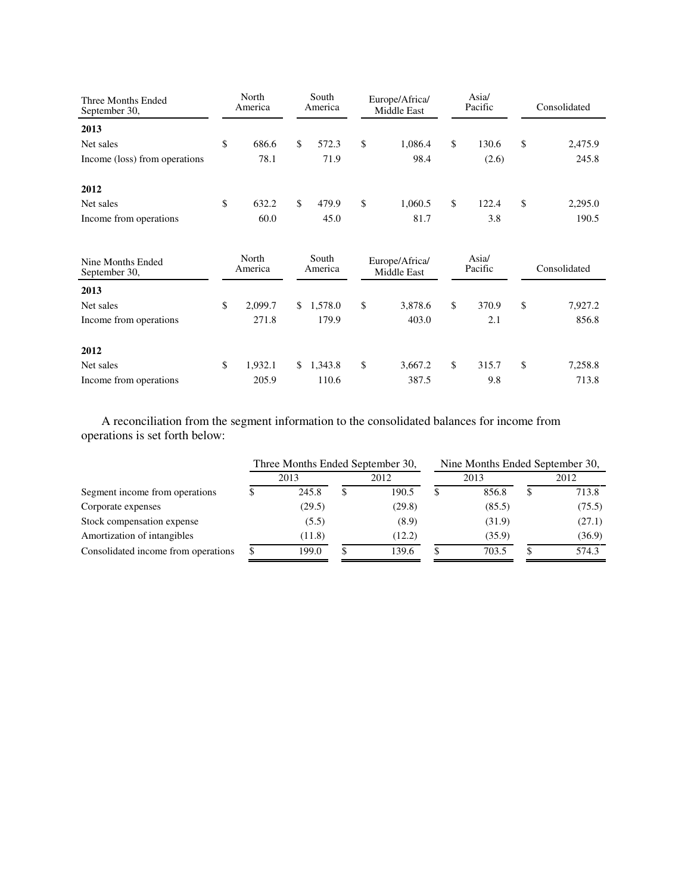| Three Months Ended September 30, | North America | South America | Europe/Africa/ Middle East | Asia/ Pacific | Consolidated |
|---|---|---|---|---|---|
| **2013** | | | | | |
| Net sales | $ 686.6 | $ 572.3 | $ 1,086.4 | $ 130.6 | $ 2,475.9 |
| Income (loss) from operations | 78.1 | 71.9 | 98.4 | (2.6) | 245.8 |
| **2012** | | | | | |
| Net sales | $ 632.2 | $ 479.9 | $ 1,060.5 | $ 122.4 | $ 2,295.0 |
| Income from operations | 60.0 | 45.0 | 81.7 | 3.8 | 190.5 |

| Nine Months Ended September 30, | North America | South America | Europe/Africa/ Middle East | Asia/ Pacific | Consolidated |
|---|---|---|---|---|---|
| **2013** | | | | | |
| Net sales | $ 2,099.7 | $ 1,578.0 | $ 3,878.6 | $ 370.9 | $ 7,927.2 |
| Income from operations | 271.8 | 179.9 | 403.0 | 2.1 | 856.8 |
| **2012** | | | | | |
| Net sales | $ 1,932.1 | $ 1,343.8 | $ 3,667.2 | $ 315.7 | $ 7,258.8 |
| Income from operations | 205.9 | 110.6 | 387.5 | 9.8 | 713.8 |

A reconciliation from the segment information to the consolidated balances for income from operations is set forth below:

| | Three Months Ended September 30, | | Nine Months Ended September 30, | |
|---|---|---|---|---|
| | 2013 | 2012 | 2013 | 2012 |
| Segment income from operations | $ 245.8 | $ 190.5 | $ 856.8 | $ 713.8 |
| Corporate expenses | (29.5) | (29.8) | (85.5) | (75.5) |
| Stock compensation expense | (5.5) | (8.9) | (31.9) | (27.1) |
| Amortization of intangibles | (11.8) | (12.2) | (35.9) | (36.9) |
| Consolidated income from operations | $ 199.0 | $ 139.6 | $ 703.5 | $ 574.3 |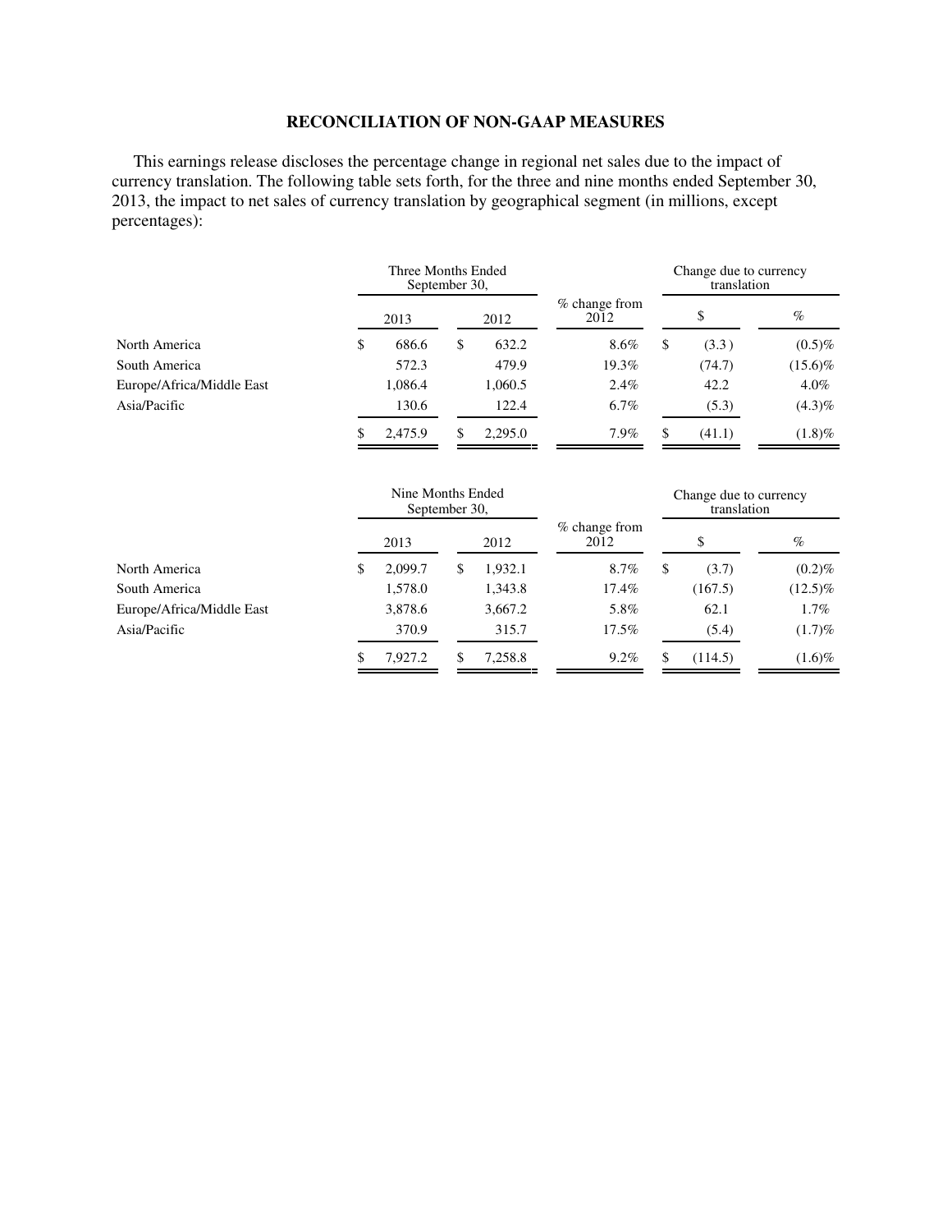## RECONCILIATION OF NON-GAAP MEASURES

This earnings release discloses the percentage change in regional net sales due to the impact of currency translation. The following table sets forth, for the three and nine months ended September 30, 2013, the impact to net sales of currency translation by geographical segment (in millions, except percentages):

| | Three Months Ended September 30, | | % change from 2012 | Change due to currency translation | |
|---|---|---|---|---|---|
| | 2013 | 2012 | | $ | % |
| North America | $ 686.6 | $ 632.2 | 8.6% | $ (3.3) | (0.5)% |
| South America | 572.3 | 479.9 | 19.3% | (74.7) | (15.6)% |
| Europe/Africa/Middle East | 1,086.4 | 1,060.5 | 2.4% | 42.2 | 4.0% |
| Asia/Pacific | 130.6 | 122.4 | 6.7% | (5.3) | (4.3)% |
| | $ 2,475.9 | $ 2,295.0 | 7.9% | $ (41.1) | (1.8)% |

| | Nine Months Ended September 30, | | % change from 2012 | Change due to currency translation | |
|---|---|---|---|---|---|
| | 2013 | 2012 | | $ | % |
| North America | $ 2,099.7 | $ 1,932.1 | 8.7% | $ (3.7) | (0.2)% |
| South America | 1,578.0 | 1,343.8 | 17.4% | (167.5) | (12.5)% |
| Europe/Africa/Middle East | 3,878.6 | 3,667.2 | 5.8% | 62.1 | 1.7% |
| Asia/Pacific | 370.9 | 315.7 | 17.5% | (5.4) | (1.7)% |
| | $ 7,927.2 | $ 7,258.8 | 9.2% | $ (114.5) | (1.6)% |